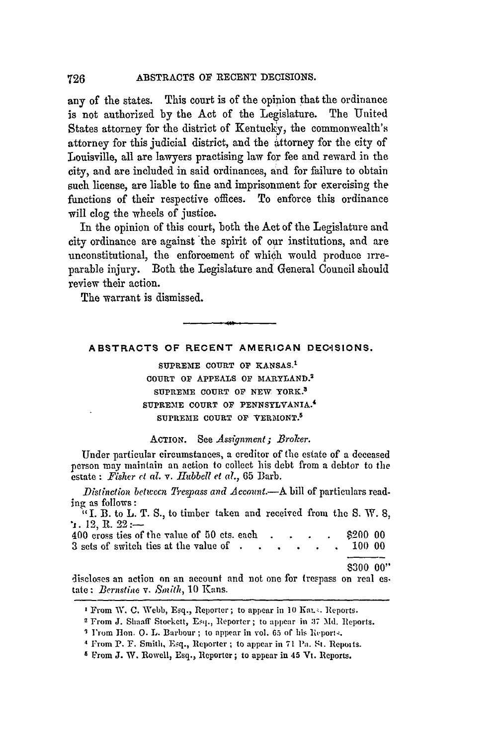any of the states. This court is of the opinion that the ordinance is not authorized by the Act of the Legislature. The United States attorney for the district of Kentucky, the commonwealth's attorney for this judicial district, and the attorney for the city of Louisville, all are lawyers practising law for fee and reward in the city, and are included in said ordinances, and for failure to obtain such license, are liable to fine and imprisonment for exercising the functions of their respective offices. To enforce this ordinance will clog the wheels of justice.

In the opinion of this court, both the Act of the Legislature and city ordinance are against the spirit of our institutions, and are unconstitutional, the enforcement of which would produce irreparable injury. Both the Legislature and General Council should review their action.

The warrant is dismissed.

---

## ABSTRACTS OF RECENT AMERICAN DECISIONS.

SUPREME COURT OF KANSAS.[1]
COURT OF APPEALS OF MARYLAND.[2]
SUPREME COURT OF NEW YORK.[3]
SUPREME COURT OF PENNSYLVANIA.[4]
SUPREME COURT OF VERMONT.[5]

ACTION. See *Assignment; Broker.*

Under particular circumstances, a creditor of the estate of a deceased person may maintain an action to collect his debt from a debtor to the estate: *Fisher et al.* v. *Hubbell et al.*, 65 Barb.

*Distinction between Trespass and Account.*—A bill of particulars reading as follows:

"I. B. to L. T. S., to timber taken and received from the S. W. 8, T. 12, R. 22:—

| | |
|---|---|
| 400 cross ties of the value of 50 cts. each . . . . . | $200 00 |
| 3 sets of switch ties at the value of . . . . . . . | 100 00 |
| | $300 00" |

discloses an action on an account and not one for trespass on real estate: *Bernstine* v. *Smith*, 10 Kans.

---

[1] From W. C. Webb, Esq., Reporter; to appear in 10 Kans. Reports.

[2] From J. Shaaff Stockett, Esq., Reporter; to appear in 37 Md. Reports.

[3] From Hon. O. L. Barbour; to appear in vol. 65 of his Reports.

[4] From P. F. Smith, Esq., Reporter; to appear in 71 Pa. St. Reports.

[5] From J. W. Rowell, Esq., Reporter; to appear in 45 Vt. Reports.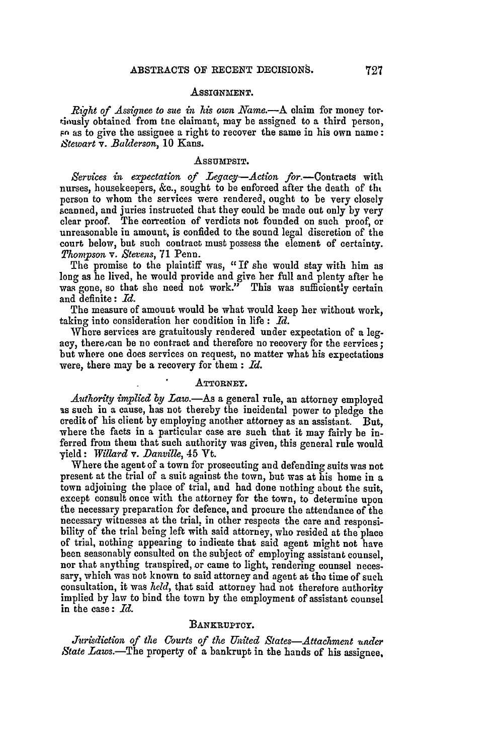## ASSIGNMENT.

*Right of Assignee to sue in his own Name.*—A claim for money tortiously obtained from the claimant, may be assigned to a third person, so as to give the assignee a right to recover the same in his own name: *Stewart* v. *Balderson*, 10 Kans.

## ASSUMPSIT.

*Services in expectation of Legacy—Action for.*—Contracts with nurses, housekeepers, &c., sought to be enforced after the death of the person to whom the services were rendered, ought to be very closely scanned, and juries instructed that they could be made out only by very clear proof. The correction of verdicts not founded on such proof, or unreasonable in amount, is confided to the sound legal discretion of the court below, but such contract must possess the element of certainty. *Thompson* v. *Stevens*, 71 Penn.

The promise to the plaintiff was, "If she would stay with him as long as he lived, he would provide and give her full and plenty after he was gone, so that she need not work." This was sufficiently certain and definite: *Id.*

The measure of amount would be what would keep her without work, taking into consideration her condition in life: *Id.*

Where services are gratuitously rendered under expectation of a legacy, there can be no contract and therefore no recovery for the services; but where one does services on request, no matter what his expectations were, there may be a recovery for them: *Id.*

## ATTORNEY.

*Authority implied by Law.*—As a general rule, an attorney employed as such in a cause, has not thereby the incidental power to pledge the credit of his client by employing another attorney as an assistant. But, where the facts in a particular case are such that it may fairly be inferred from them that such authority was given, this general rule would yield: *Willard* v. *Danville*, 45 Vt.

Where the agent of a town for prosecuting and defending suits was not present at the trial of a suit against the town, but was at his home in a town adjoining the place of trial, and had done nothing about the suit, except consult once with the attorney for the town, to determine upon the necessary preparation for defence, and procure the attendance of the necessary witnesses at the trial, in other respects the care and responsibility of the trial being left with said attorney, who resided at the place of trial, nothing appearing to indicate that said agent might not have been seasonably consulted on the subject of employing assistant counsel, nor that anything transpired, or came to light, rendering counsel necessary, which was not known to said attorney and agent at the time of such consultation, it was *held*, that said attorney had not therefore authority implied by law to bind the town by the employment of assistant counsel in the case: *Id.*

## BANKRUPTCY.

*Jurisdiction of the Courts of the United States—Attachment under State Laws.*—The property of a bankrupt in the hands of his assignee,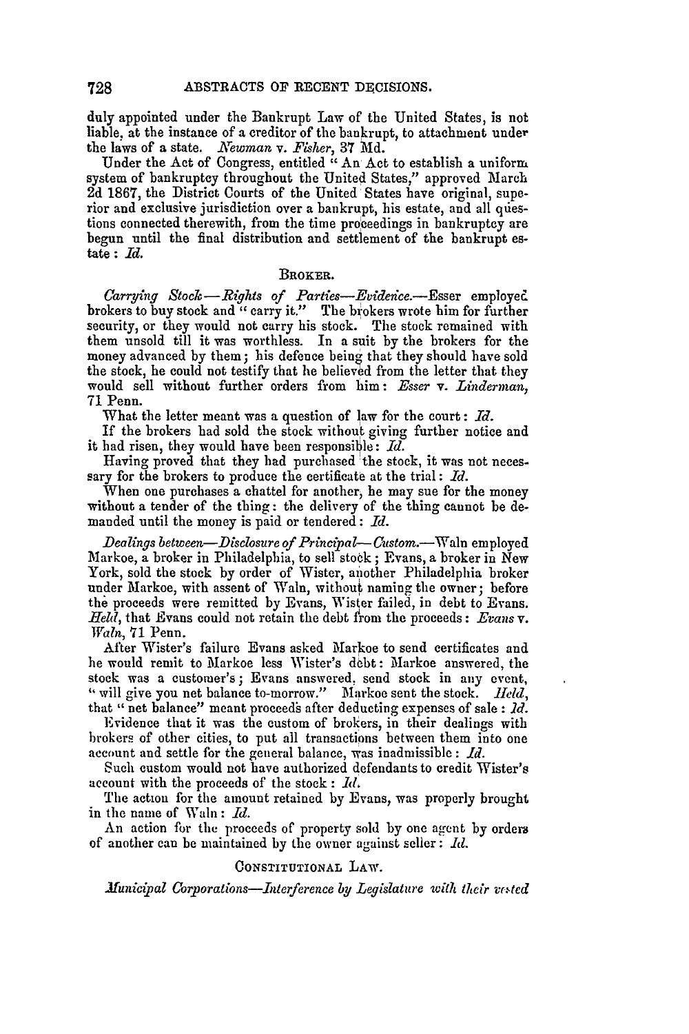duly appointed under the Bankrupt Law of the United States, is not liable, at the instance of a creditor of the bankrupt, to attachment under the laws of a state. *Newman* v. *Fisher*, 37 Md.

Under the Act of Congress, entitled "An Act to establish a uniform system of bankruptcy throughout the United States," approved March 2d 1867, the District Courts of the United States have original, superior and exclusive jurisdiction over a bankrupt, his estate, and all questions connected therewith, from the time proceedings in bankruptcy are begun until the final distribution and settlement of the bankrupt estate: *Id.*

### BROKER.

*Carrying Stock—Rights of Parties—Evidence.*—Esser employed brokers to buy stock and "carry it." The brokers wrote him for further security, or they would not carry his stock. The stock remained with them unsold till it was worthless. In a suit by the brokers for the money advanced by them; his defence being that they should have sold the stock, he could not testify that he believed from the letter that they would sell without further orders from him: *Esser* v. *Linderman*, 71 Penn.

What the letter meant was a question of law for the court: *Id.*

If the brokers had sold the stock without giving further notice and it had risen, they would have been responsible: *Id.*

Having proved that they had purchased the stock, it was not necessary for the brokers to produce the certificate at the trial: *Id.*

When one purchases a chattel for another, he may sue for the money without a tender of the thing: the delivery of the thing cannot be demanded until the money is paid or tendered: *Id.*

*Dealings between—Disclosure of Principal—Custom.*—Waln employed Markoe, a broker in Philadelphia, to sell stock; Evans, a broker in New York, sold the stock by order of Wister, another Philadelphia broker under Markoe, with assent of Waln, without naming the owner; before the proceeds were remitted by Evans, Wister failed, in debt to Evans. *Held*, that Evans could not retain the debt from the proceeds: *Evans* v. *Waln*, 71 Penn.

After Wister's failure Evans asked Markoe to send certificates and he would remit to Markoe less Wister's debt: Markoe answered, the stock was a customer's; Evans answered, send stock in any event, "will give you net balance to-morrow." Markoe sent the stock. *Held*, that "net balance" meant proceeds after deducting expenses of sale: *Id.*

Evidence that it was the custom of brokers, in their dealings with brokers of other cities, to put all transactions between them into one account and settle for the general balance, was inadmissible: *Id.*

Such custom would not have authorized defendants to credit Wister's account with the proceeds of the stock: *Id.*

The action for the amount retained by Evans, was properly brought in the name of Waln: *Id.*

An action for the proceeds of property sold by one agent by orders of another can be maintained by the owner against seller: *Id.*

### CONSTITUTIONAL LAW.

*Municipal Corporations—Interference by Legislature with their vested*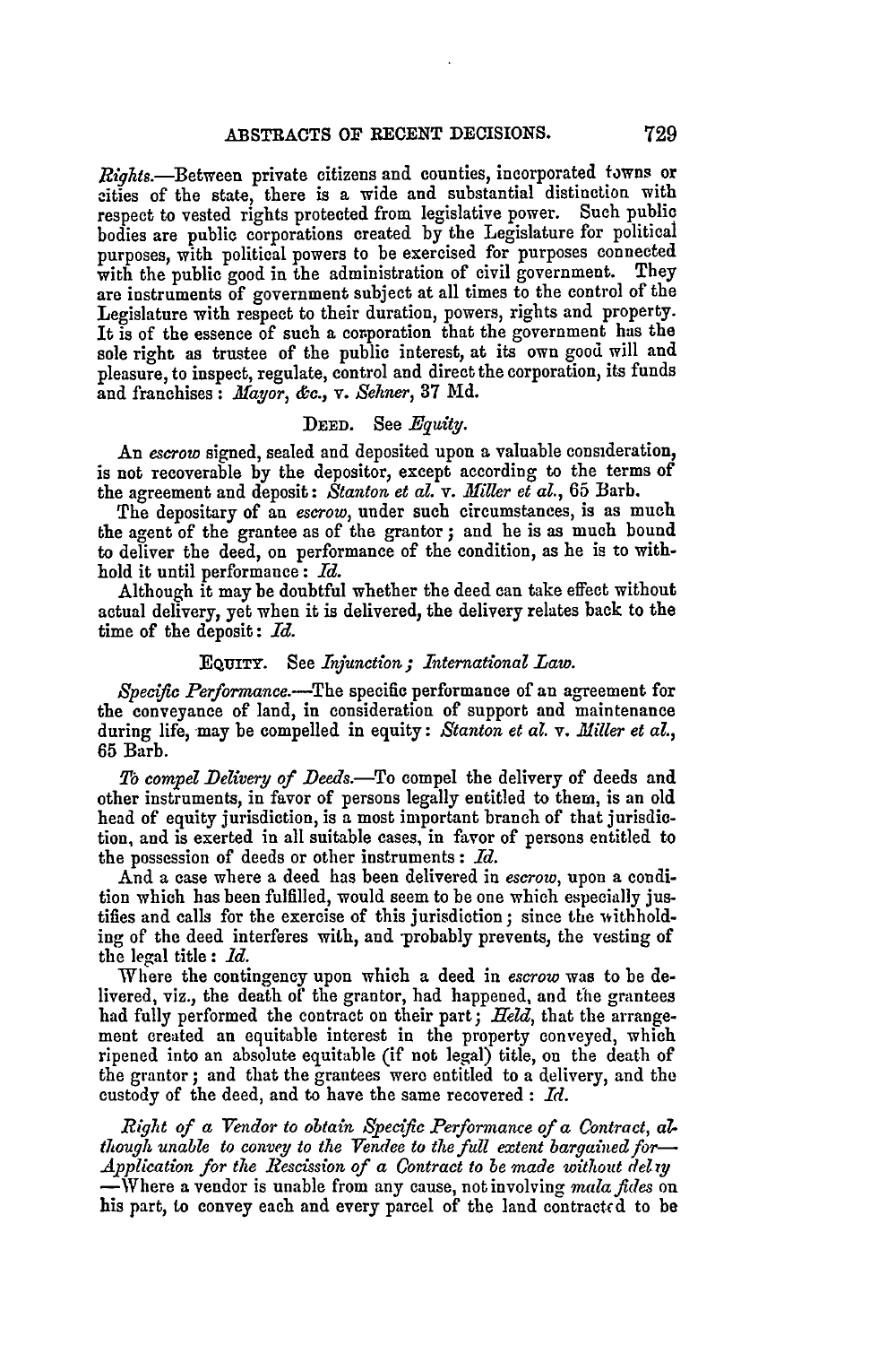*Rights.*—Between private citizens and counties, incorporated towns or cities of the state, there is a wide and substantial distinction with respect to vested rights protected from legislative power. Such public bodies are public corporations created by the Legislature for political purposes, with political powers to be exercised for purposes connected with the public good in the administration of civil government. They are instruments of government subject at all times to the control of the Legislature with respect to their duration, powers, rights and property. It is of the essence of such a corporation that the government has the sole right as trustee of the public interest, at its own good will and pleasure, to inspect, regulate, control and direct the corporation, its funds and franchises: *Mayor, &c.,* v. *Sehner,* 37 Md.

DEED. See *Equity.*

An *escrow* signed, sealed and deposited upon a valuable consideration, is not recoverable by the depositor, except according to the terms of the agreement and deposit: *Stanton et al.* v. *Miller et al.,* 65 Barb.

The depositary of an *escrow,* under such circumstances, is as much the agent of the grantee as of the grantor; and he is as much bound to deliver the deed, on performance of the condition, as he is to withhold it until performance: *Id.*

Although it may be doubtful whether the deed can take effect without actual delivery, yet when it is delivered, the delivery relates back to the time of the deposit: *Id.*

EQUITY. See *Injunction; International Law.*

*Specific Performance.*—The specific performance of an agreement for the conveyance of land, in consideration of support and maintenance during life, may be compelled in equity: *Stanton et al.* v. *Miller et al.,* 65 Barb.

*To compel Delivery of Deeds.*—To compel the delivery of deeds and other instruments, in favor of persons legally entitled to them, is an old head of equity jurisdiction, is a most important branch of that jurisdiction, and is exerted in all suitable cases, in favor of persons entitled to the possession of deeds or other instruments: *Id.*

And a case where a deed has been delivered in *escrow,* upon a condition which has been fulfilled, would seem to be one which especially justifies and calls for the exercise of this jurisdiction; since the withholding of the deed interferes with, and probably prevents, the vesting of the legal title: *Id.*

Where the contingency upon which a deed in *escrow* was to be delivered, viz., the death of the grantor, had happened, and the grantees had fully performed the contract on their part; *Held,* that the arrangement created an equitable interest in the property conveyed, which ripened into an absolute equitable (if not legal) title, on the death of the grantor; and that the grantees were entitled to a delivery, and the custody of the deed, and to have the same recovered: *Id.*

*Right of a Vendor to obtain Specific Performance of a Contract, although unable to convey to the Vendee to the full extent bargained for—Application for the Rescission of a Contract to be made without delay*—Where a vendor is unable from any cause, not involving *mala fides* on his part, to convey each and every parcel of the land contracted to be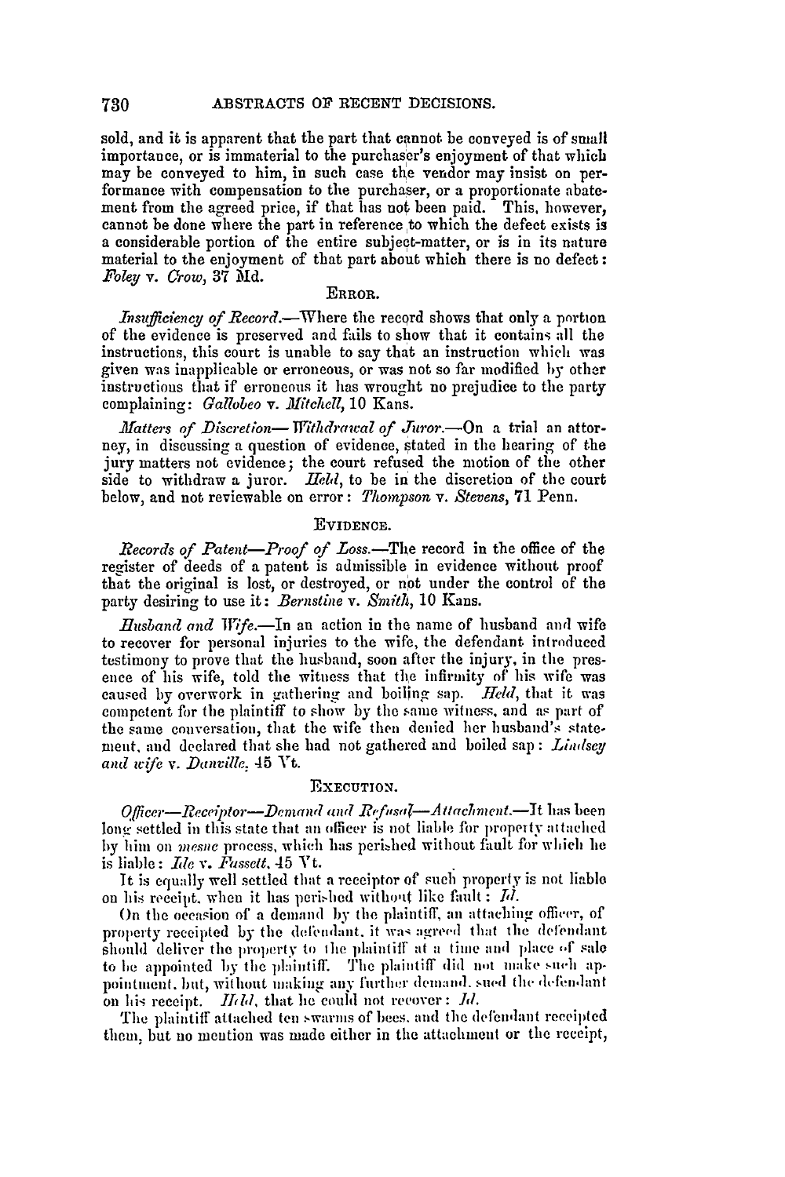sold, and it is apparent that the part that cannot be conveyed is of small importance, or is immaterial to the purchaser's enjoyment of that which may be conveyed to him, in such case the vendor may insist on performance with compensation to the purchaser, or a proportionate abatement from the agreed price, if that has not been paid. This, however, cannot be done where the part in reference to which the defect exists is a considerable portion of the entire subject-matter, or is in its nature material to the enjoyment of that part about which there is no defect: *Foley* v. *Crow*, 37 Md.

## ERROR.

*Insufficiency of Record.*—Where the record shows that only a portion of the evidence is preserved and fails to show that it contains all the instructions, this court is unable to say that an instruction which was given was inapplicable or erroneous, or was not so far modified by other instructions that if erroneous it has wrought no prejudice to the party complaining: *Gallobeo* v. *Mitchell*, 10 Kans.

*Matters of Discretion—Withdrawal of Juror.*—On a trial an attorney, in discussing a question of evidence, stated in the hearing of the jury matters not evidence; the court refused the motion of the other side to withdraw a juror. *Held*, to be in the discretion of the court below, and not reviewable on error: *Thompson* v. *Stevens*, 71 Penn.

## EVIDENCE.

*Records of Patent—Proof of Loss.*—The record in the office of the register of deeds of a patent is admissible in evidence without proof that the original is lost, or destroyed, or not under the control of the party desiring to use it: *Bernstine* v. *Smith*, 10 Kans.

*Husband and Wife.*—In an action in the name of husband and wife to recover for personal injuries to the wife, the defendant introduced testimony to prove that the husband, soon after the injury, in the presence of his wife, told the witness that the infirmity of his wife was caused by overwork in gathering and boiling sap. *Held*, that it was competent for the plaintiff to show by the same witness, and as part of the same conversation, that the wife then denied her husband's statement, and declared that she had not gathered and boiled sap: *Lindsey and wife* v. *Danville*, 45 Vt.

## EXECUTION.

*Officer—Receiptor—Demand and Refusal—Attachment.*—It has been long settled in this state that an officer is not liable for property attached by him on *mesne* process, which has perished without fault for which he is liable: *Ide* v. *Fassett*, 45 Vt.

It is equally well settled that a receiptor of such property is not liable on his receipt, when it has perished without like fault: *Id.*

On the occasion of a demand by the plaintiff, an attaching officer, of property receipted by the defendant, it was agreed that the defendant should deliver the property to the plaintiff at a time and place of sale to be appointed by the plaintiff. The plaintiff did not make such appointment, but, without making any further demand, sued the defendant on his receipt. *Held*, that he could not recover: *Id.*

The plaintiff attached ten swarms of bees, and the defendant receipted them, but no mention was made either in the attachment or the receipt,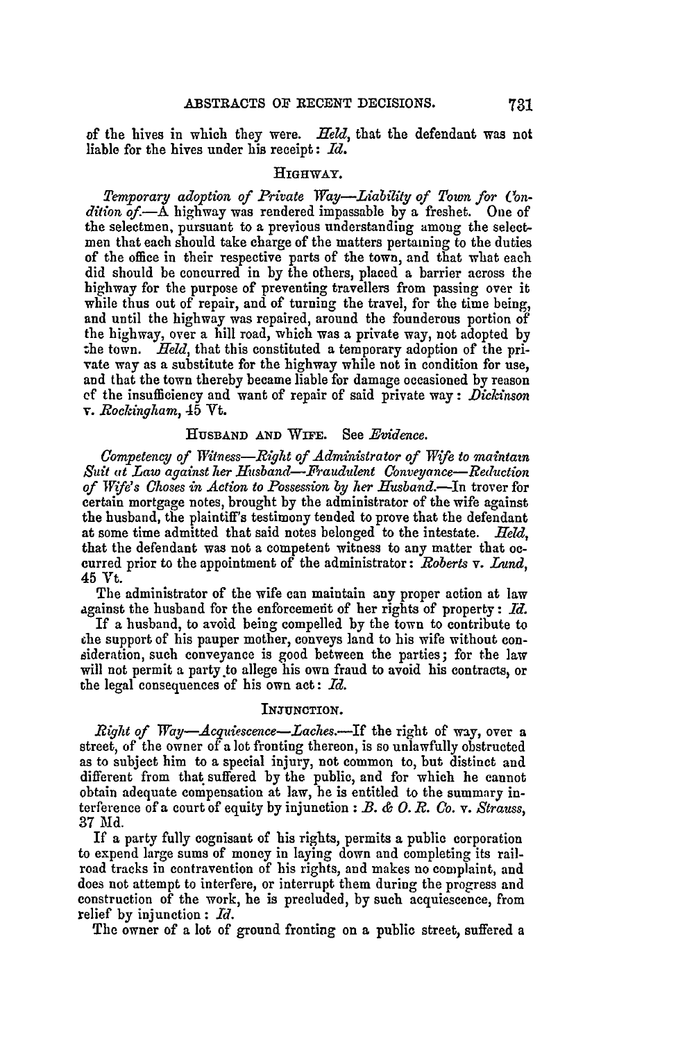of the hives in which they were. *Held*, that the defendant was not liable for the hives under his receipt: *Id.*

### HIGHWAY.

*Temporary adoption of Private Way—Liability of Town for Condition of.*—A highway was rendered impassable by a freshet. One of the selectmen, pursuant to a previous understanding among the selectmen that each should take charge of the matters pertaining to the duties of the office in their respective parts of the town, and that what each did should be concurred in by the others, placed a barrier across the highway for the purpose of preventing travellers from passing over it while thus out of repair, and of turning the travel, for the time being, and until the highway was repaired, around the founderous portion of the highway, over a hill road, which was a private way, not adopted by the town. *Held*, that this constituted a temporary adoption of the private way as a substitute for the highway while not in condition for use, and that the town thereby became liable for damage occasioned by reason of the insufficiency and want of repair of said private way: *Dickinson* v. *Rockingham*, 45 Vt.

### HUSBAND AND WIFE. See *Evidence.*

*Competency of Witness—Right of Administrator of Wife to maintain Suit at Law against her Husband—Fraudulent Conveyance—Reduction of Wife's Choses in Action to Possession by her Husband.*—In trover for certain mortgage notes, brought by the administrator of the wife against the husband, the plaintiff's testimony tended to prove that the defendant at some time admitted that said notes belonged to the intestate. *Held*, that the defendant was not a competent witness to any matter that occurred prior to the appointment of the administrator: *Roberts* v. *Lund*, 45 Vt.

The administrator of the wife can maintain any proper action at law against the husband for the enforcement of her rights of property: *Id.*

If a husband, to avoid being compelled by the town to contribute to the support of his pauper mother, conveys land to his wife without consideration, such conveyance is good between the parties; for the law will not permit a party to allege his own fraud to avoid his contracts, or the legal consequences of his own act: *Id.*

### INJUNCTION.

*Right of Way—Acquiescence—Laches.*—If the right of way, over a street, of the owner of a lot fronting thereon, is so unlawfully obstructed as to subject him to a special injury, not common to, but distinct and different from that suffered by the public, and for which he cannot obtain adequate compensation at law, he is entitled to the summary interference of a court of equity by injunction: *B. & O. R. Co.* v. *Strauss*, 37 Md.

If a party fully cognisant of his rights, permits a public corporation to expend large sums of money in laying down and completing its railroad tracks in contravention of his rights, and makes no complaint, and does not attempt to interfere, or interrupt them during the progress and construction of the work, he is precluded, by such acquiescence, from relief by injunction: *Id.*

The owner of a lot of ground fronting on a public street, suffered a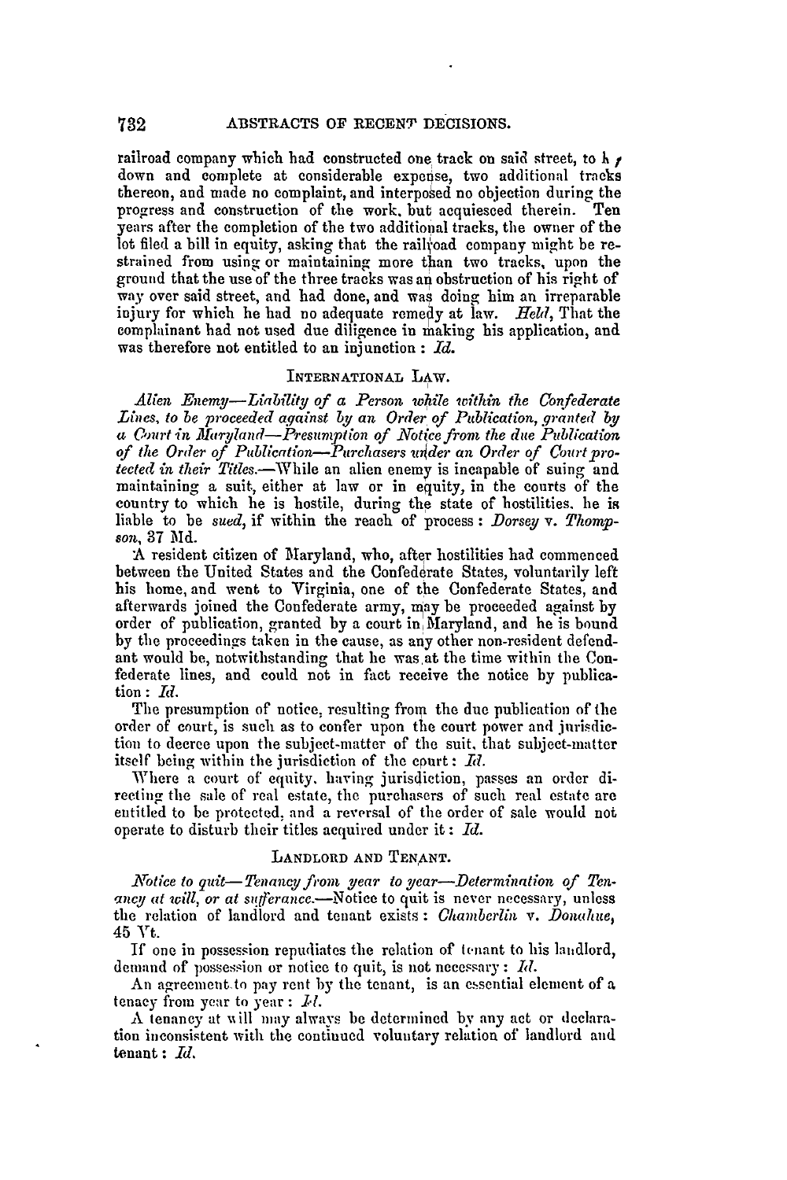railroad company which had constructed one track on said street, to lay down and complete at considerable expense, two additional tracks thereon, and made no complaint, and interposed no objection during the progress and construction of the work, but acquiesced therein. Ten years after the completion of the two additional tracks, the owner of the lot filed a bill in equity, asking that the railroad company might be restrained from using or maintaining more than two tracks, upon the ground that the use of the three tracks was an obstruction of his right of way over said street, and had done, and was doing him an irreparable injury for which he had no adequate remedy at law. *Held*, That the complainant had not used due diligence in making his application, and was therefore not entitled to an injunction : *Id.*

## INTERNATIONAL LAW.

*Alien Enemy—Liability of a Person while within the Confederate Lines, to be proceeded against by an Order of Publication, granted by a Court in Maryland—Presumption of Notice from the due Publication of the Order of Publication—Purchasers under an Order of Court protected in their Titles.*—While an alien enemy is incapable of suing and maintaining a suit, either at law or in equity, in the courts of the country to which he is hostile, during the state of hostilities, he is liable to be *sued*, if within the reach of process : *Dorsey* v. *Thompson*, 37 Md.

A resident citizen of Maryland, who, after hostilities had commenced between the United States and the Confederate States, voluntarily left his home, and went to Virginia, one of the Confederate States, and afterwards joined the Confederate army, may be proceeded against by order of publication, granted by a court in Maryland, and he is bound by the proceedings taken in the cause, as any other non-resident defendant would be, notwithstanding that he was at the time within the Confederate lines, and could not in fact receive the notice by publication : *Id.*

The presumption of notice, resulting from the due publication of the order of court, is such as to confer upon the court power and jurisdiction to decree upon the subject-matter of the suit, that subject-matter itself being within the jurisdiction of the court : *Id.*

Where a court of equity, having jurisdiction, passes an order directing the sale of real estate, the purchasers of such real estate are entitled to be protected, and a reversal of the order of sale would not operate to disturb their titles acquired under it : *Id.*

## LANDLORD AND TENANT.

*Notice to quit—Tenancy from year to year—Determination of Tenancy at will, or at sufferance.*—Notice to quit is never necessary, unless the relation of landlord and tenant exists : *Chamberlin* v. *Donahue*, 45 Vt.

If one in possession repudiates the relation of tenant to his landlord, demand of possession or notice to quit, is not necessary : *Id.*

An agreement to pay rent by the tenant, is an essential element of a tenacy from year to year : *Id.*

A tenancy at will may always be determined by any act or declaration inconsistent with the continued voluntary relation of landlord and tenant : *Id.*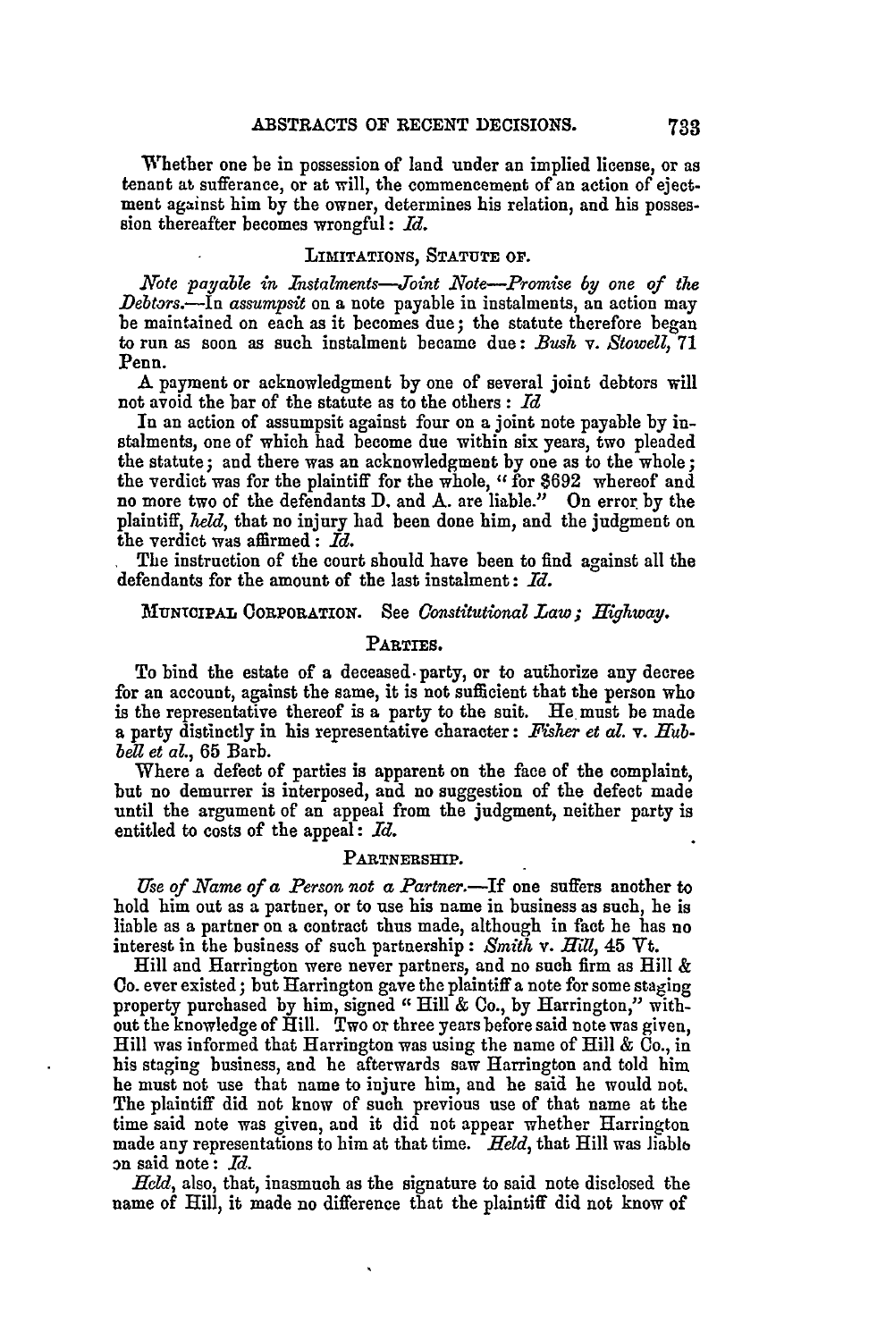Whether one be in possession of land under an implied license, or as tenant at sufferance, or at will, the commencement of an action of ejectment against him by the owner, determines his relation, and his possession thereafter becomes wrongful: *Id.*

### LIMITATIONS, STATUTE OF.

*Note payable in Instalments—Joint Note—Promise by one of the Debtors.*—In *assumpsit* on a note payable in instalments, an action may be maintained on each as it becomes due; the statute therefore began to run as soon as such instalment became due: *Bush* v. *Stowell*, 71 Penn.

A payment or acknowledgment by one of several joint debtors will not avoid the bar of the statute as to the others: *Id*

In an action of assumpsit against four on a joint note payable by instalments, one of which had become due within six years, two pleaded the statute; and there was an acknowledgment by one as to the whole; the verdict was for the plaintiff for the whole, "for $692 whereof and no more two of the defendants D. and A. are liable." On error by the plaintiff, *held*, that no injury had been done him, and the judgment on the verdict was affirmed: *Id.*

The instruction of the court should have been to find against all the defendants for the amount of the last instalment: *Id.*

MUNICIPAL CORPORATION. See *Constitutional Law; Highway.*

### PARTIES.

To bind the estate of a deceased party, or to authorize any decree for an account, against the same, it is not sufficient that the person who is the representative thereof is a party to the suit. He must be made a party distinctly in his representative character: *Fisher et al.* v. *Hubbell et al.*, 65 Barb.

Where a defect of parties is apparent on the face of the complaint, but no demurrer is interposed, and no suggestion of the defect made until the argument of an appeal from the judgment, neither party is entitled to costs of the appeal: *Id.*

### PARTNERSHIP.

*Use of Name of a Person not a Partner.*—If one suffers another to hold him out as a partner, or to use his name in business as such, he is liable as a partner on a contract thus made, although in fact he has no interest in the business of such partnership: *Smith* v. *Hill*, 45 Vt.

Hill and Harrington were never partners, and no such firm as Hill & Co. ever existed; but Harrington gave the plaintiff a note for some staging property purchased by him, signed "Hill & Co., by Harrington," without the knowledge of Hill. Two or three years before said note was given, Hill was informed that Harrington was using the name of Hill & Co., in his staging business, and he afterwards saw Harrington and told him he must not use that name to injure him, and he said he would not. The plaintiff did not know of such previous use of that name at the time said note was given, and it did not appear whether Harrington made any representations to him at that time. *Held*, that Hill was liable on said note: *Id.*

*Held*, also, that, inasmuch as the signature to said note disclosed the name of Hill, it made no difference that the plaintiff did not know of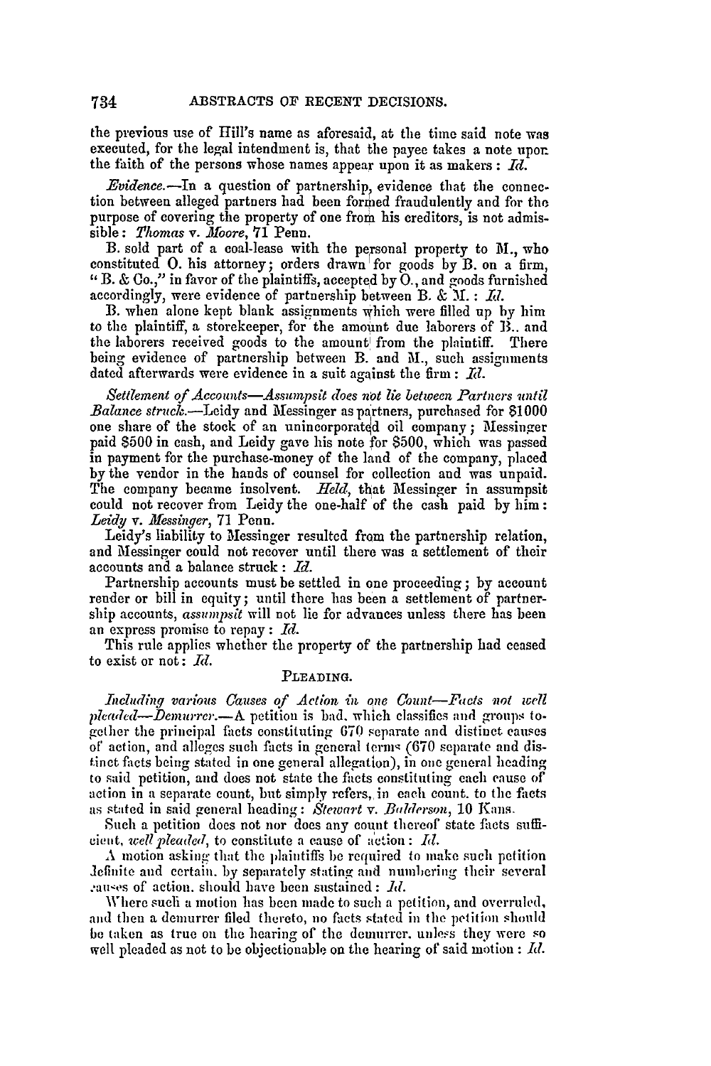the previous use of Hill's name as aforesaid, at the time said note was executed, for the legal intendment is, that the payee takes a note upon the faith of the persons whose names appear upon it as makers: *Id.*

*Evidence.*—In a question of partnership, evidence that the connection between alleged partners had been formed fraudulently and for the purpose of covering the property of one from his creditors, is not admissible: *Thomas* v. *Moore*, 71 Penn.

B. sold part of a coal-lease with the personal property to M., who constituted O. his attorney; orders drawn for goods by B. on a firm, "B. & Co.," in favor of the plaintiffs, accepted by O., and goods furnished accordingly, were evidence of partnership between B. & M.: *Id.*

B. when alone kept blank assignments which were filled up by him to the plaintiff, a storekeeper, for the amount due laborers of B., and the laborers received goods to the amount from the plaintiff. There being evidence of partnership between B. and M., such assignments dated afterwards were evidence in a suit against the firm: *Id.*

*Settlement of Accounts—Assumpsit does not lie between Partners until Balance struck.*—Leidy and Messinger as partners, purchased for $1000 one share of the stock of an unincorporated oil company; Messinger paid $500 in cash, and Leidy gave his note for $500, which was passed in payment for the purchase-money of the land of the company, placed by the vendor in the hands of counsel for collection and was unpaid. The company became insolvent. *Held*, that Messinger in assumpsit could not recover from Leidy the one-half of the cash paid by him: *Leidy* v. *Messinger*, 71 Penn.

Leidy's liability to Messinger resulted from the partnership relation, and Messinger could not recover until there was a settlement of their accounts and a balance struck: *Id.*

Partnership accounts must be settled in one proceeding; by account render or bill in equity; until there has been a settlement of partnership accounts, *assumpsit* will not lie for advances unless there has been an express promise to repay: *Id.*

This rule applies whether the property of the partnership had ceased to exist or not: *Id.*

## PLEADING.

*Including various Causes of Action in one Count—Facts not well pleaded—Demurrer.*—A petition is bad, which classifies and groups together the principal facts constituting 670 separate and distinct causes of action, and alleges such facts in general terms (670 separate and distinct facts being stated in one general allegation), in one general heading to said petition, and does not state the facts constituting each cause of action in a separate count, but simply refers, in each count, to the facts as stated in said general heading: *Stewart* v. *Balderson*, 10 Kans.

Such a petition does not nor does any count thereof state facts sufficient, *well pleaded*, to constitute a cause of action: *Id.*

A motion asking that the plaintiffs be required to make such petition definite and certain, by separately stating and numbering their several causes of action, should have been sustained: *Id.*

Where such a motion has been made to such a petition, and overruled, and then a demurrer filed thereto, no facts stated in the petition should be taken as true on the hearing of the demurrer, unless they were so well pleaded as not to be objectionable on the hearing of said motion: *Id.*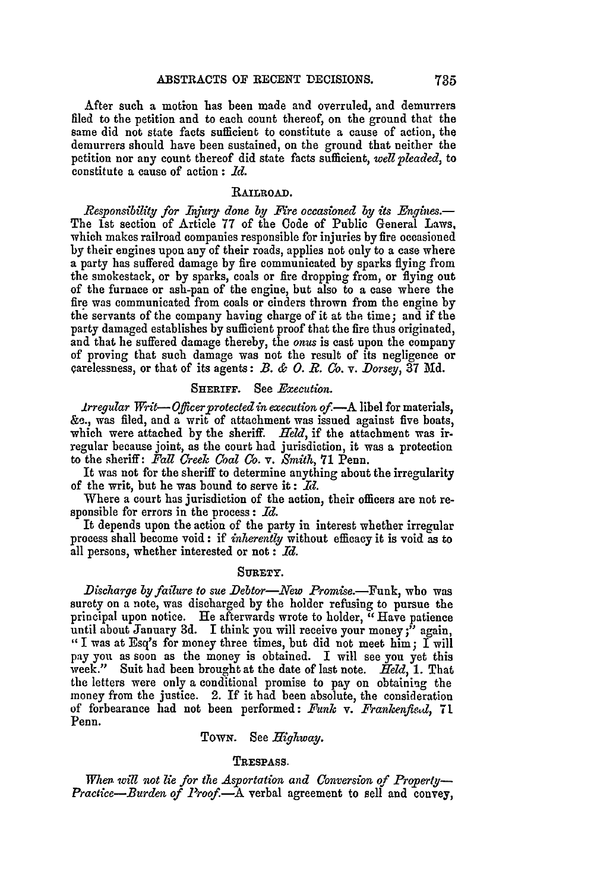After such a motion has been made and overruled, and demurrers filed to the petition and to each count thereof, on the ground that the same did not state facts sufficient to constitute a cause of action, the demurrers should have been sustained, on the ground that neither the petition nor any count thereof did state facts sufficient, *well pleaded*, to constitute a cause of action: *Id.*

### RAILROAD.

*Responsibility for Injury done by Fire occasioned by its Engines.*—The 1st section of Article 77 of the Code of Public General Laws, which makes railroad companies responsible for injuries by fire occasioned by their engines upon any of their roads, applies not only to a case where a party has suffered damage by fire communicated by sparks flying from the smokestack, or by sparks, coals or fire dropping from, or flying out of the furnace or ash-pan of the engine, but also to a case where the fire was communicated from coals or cinders thrown from the engine by the servants of the company having charge of it at the time; and if the party damaged establishes by sufficient proof that the fire thus originated, and that he suffered damage thereby, the *onus* is cast upon the company of proving that such damage was not the result of its negligence or carelessness, or that of its agents: *B. & O. R. Co.* v. *Dorsey*, 37 Md.

### SHERIFF. See *Execution.*

*Irregular Writ—Officer protected in execution of.*—A libel for materials, &c., was filed, and a writ of attachment was issued against five boats, which were attached by the sheriff. *Held*, if the attachment was irregular because joint, as the court had jurisdiction, it was a protection to the sheriff: *Fall Creek Coal Co.* v. *Smith*, 71 Penn.

It was not for the sheriff to determine anything about the irregularity of the writ, but he was bound to serve it: *Id.*

Where a court has jurisdiction of the action, their officers are not responsible for errors in the process: *Id.*

It depends upon the action of the party in interest whether irregular process shall become void: if *inherently* without efficacy it is void as to all persons, whether interested or not: *Id.*

### SURETY.

*Discharge by failure to sue Debtor—New Promise.*—Funk, who was surety on a note, was discharged by the holder refusing to pursue the principal upon notice. He afterwards wrote to holder, "Have patience until about January 3d. I think you will receive your money;" again, "I was at Esq's for money three times, but did not meet him; I will pay you as soon as the money is obtained. I will see you yet this week." Suit had been brought at the date of last note. *Held*, 1. That the letters were only a conditional promise to pay on obtaining the money from the justice. 2. If it had been absolute, the consideration of forbearance had not been performed: *Funk* v. *Frankenfield*, 71 Penn.

### TOWN. See *Highway.*

### TRESPASS.

*When will not lie for the Asportation and Conversion of Property—Practice—Burden of Proof.*—A verbal agreement to sell and convey,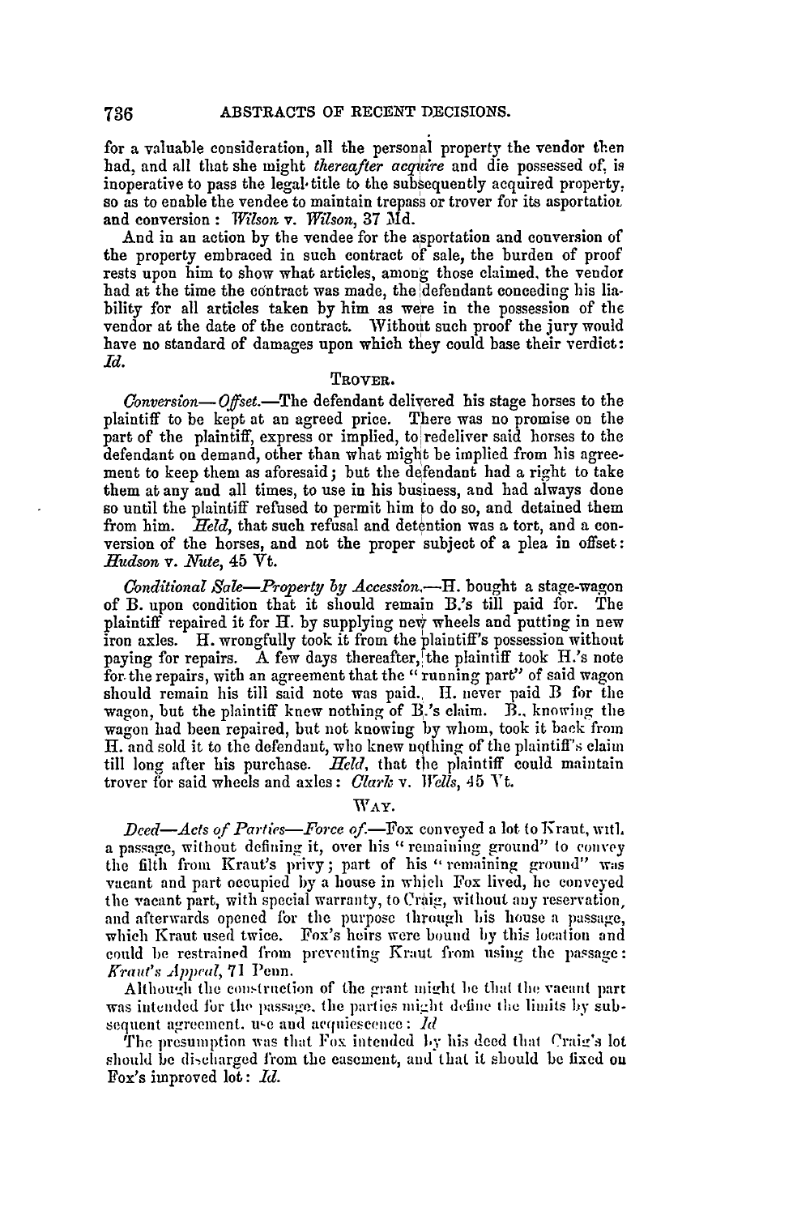for a valuable consideration, all the personal property the vendor then had, and all that she might *thereafter acquire* and die possessed of, is inoperative to pass the legal title to the subsequently acquired property, so as to enable the vendee to maintain trespass or trover for its asportation and conversion: *Wilson* v. *Wilson*, 37 Md.

And in an action by the vendee for the asportation and conversion of the property embraced in such contract of sale, the burden of proof rests upon him to show what articles, among those claimed, the vendor had at the time the contract was made, the defendant conceding his liability for all articles taken by him as were in the possession of the vendor at the date of the contract. Without such proof the jury would have no standard of damages upon which they could base their verdict: *Id.*

### TROVER.

*Conversion—Offset.*—The defendant delivered his stage horses to the plaintiff to be kept at an agreed price. There was no promise on the part of the plaintiff, express or implied, to redeliver said horses to the defendant on demand, other than what might be implied from his agreement to keep them as aforesaid; but the defendant had a right to take them at any and all times, to use in his business, and had always done so until the plaintiff refused to permit him to do so, and detained them from him. *Held*, that such refusal and detention was a tort, and a conversion of the horses, and not the proper subject of a plea in offset: *Hudson* v. *Nute*, 45 Vt.

*Conditional Sale—Property by Accession.*—H. bought a stage-wagon of B. upon condition that it should remain B.'s till paid for. The plaintiff repaired it for H. by supplying new wheels and putting in new iron axles. H. wrongfully took it from the plaintiff's possession without paying for repairs. A few days thereafter, the plaintiff took H.'s note for the repairs, with an agreement that the "running part" of said wagon should remain his till said note was paid. H. never paid B for the wagon, but the plaintiff knew nothing of B.'s claim. B., knowing the wagon had been repaired, but not knowing by whom, took it back from H. and sold it to the defendant, who knew nothing of the plaintiff's claim till long after his purchase. *Held*, that the plaintiff could maintain trover for said wheels and axles: *Clark* v. *Wells*, 45 Vt.

### WAY.

*Deed—Acts of Parties—Force of.*—Fox conveyed a lot to Kraut, with a passage, without defining it, over his "remaining ground" to convey the filth from Kraut's privy; part of his "remaining ground" was vacant and part occupied by a house in which Fox lived, he conveyed the vacant part, with special warranty, to Craig, without any reservation, and afterwards opened for the purpose through his house a passage, which Kraut used twice. Fox's heirs were bound by this location and could be restrained from preventing Kraut from using the passage: *Kraut's Appeal*, 71 Penn.

Although the construction of the grant might be that the vacant part was intended for the passage, the parties might define the limits by subsequent agreement. use and acquiescence: *Id*

The presumption was that Fox intended by his deed that Craig's lot should be discharged from the easement, and that it should be fixed on Fox's improved lot: *Id.*